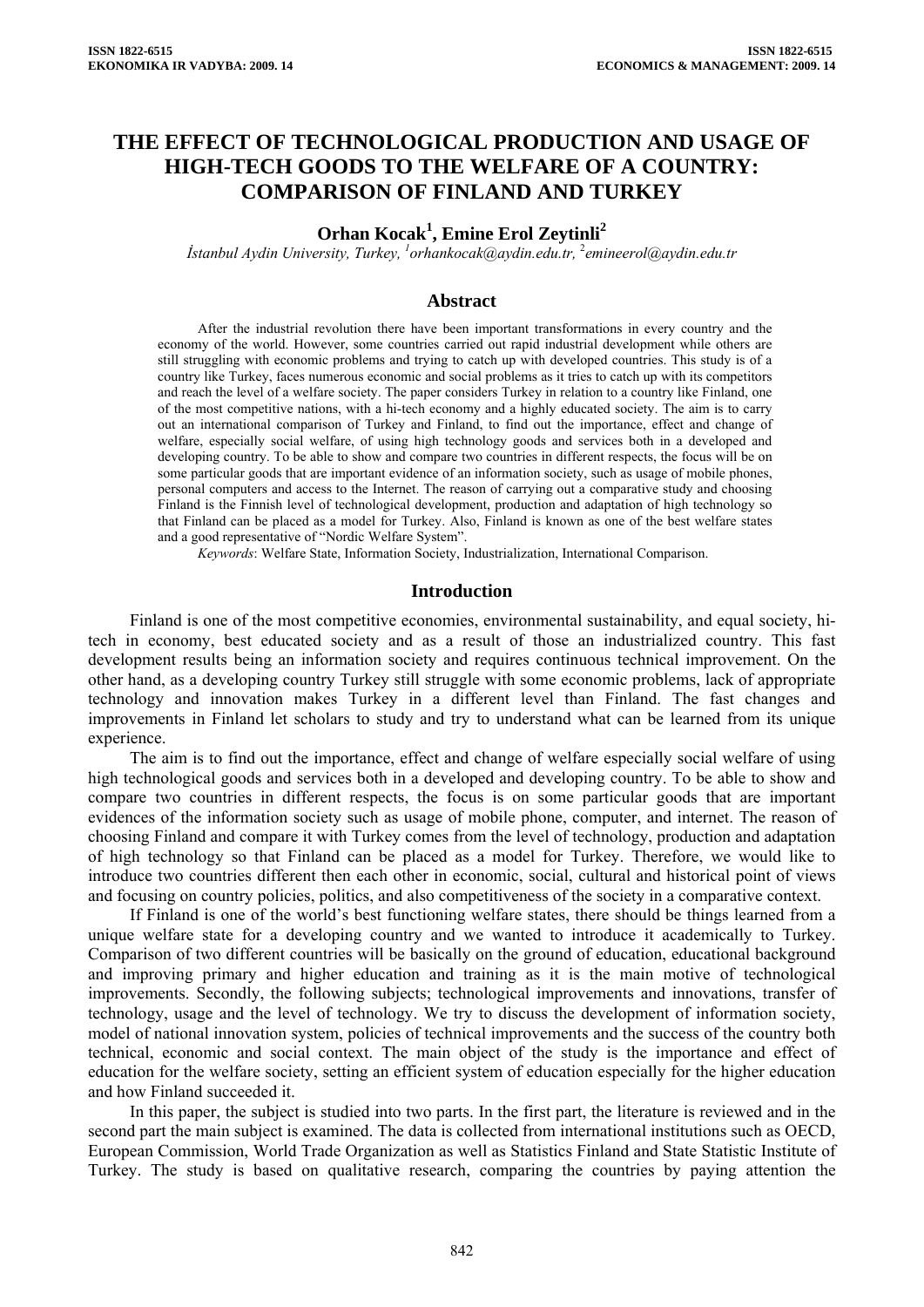# THE EFFECT OF TECHNOLOGICAL PRODUCTION AND USAGE OF HIGH-TECH GOODS TO THE WELFARE OF A COUNTRY: COMPARISON OF FINLAND AND TURKEY

**Orhan Kocak[1], Emine Erol Zeytinli[2]**

*İstanbul Aydin University, Turkey, [1]orhankocak@aydin.edu.tr, [2]emineerol@aydin.edu.tr*

## Abstract

After the industrial revolution there have been important transformations in every country and the economy of the world. However, some countries carried out rapid industrial development while others are still struggling with economic problems and trying to catch up with developed countries. This study is of a country like Turkey, faces numerous economic and social problems as it tries to catch up with its competitors and reach the level of a welfare society. The paper considers Turkey in relation to a country like Finland, one of the most competitive nations, with a hi-tech economy and a highly educated society. The aim is to carry out an international comparison of Turkey and Finland, to find out the importance, effect and change of welfare, especially social welfare, of using high technology goods and services both in a developed and developing country. To be able to show and compare two countries in different respects, the focus will be on some particular goods that are important evidence of an information society, such as usage of mobile phones, personal computers and access to the Internet. The reason of carrying out a comparative study and choosing Finland is the Finnish level of technological development, production and adaptation of high technology so that Finland can be placed as a model for Turkey. Also, Finland is known as one of the best welfare states and a good representative of "Nordic Welfare System".

*Keywords*: Welfare State, Information Society, Industrialization, International Comparison.

## Introduction

Finland is one of the most competitive economies, environmental sustainability, and equal society, hi-tech in economy, best educated society and as a result of those an industrialized country. This fast development results being an information society and requires continuous technical improvement. On the other hand, as a developing country Turkey still struggle with some economic problems, lack of appropriate technology and innovation makes Turkey in a different level than Finland. The fast changes and improvements in Finland let scholars to study and try to understand what can be learned from its unique experience.

The aim is to find out the importance, effect and change of welfare especially social welfare of using high technological goods and services both in a developed and developing country. To be able to show and compare two countries in different respects, the focus is on some particular goods that are important evidences of the information society such as usage of mobile phone, computer, and internet. The reason of choosing Finland and compare it with Turkey comes from the level of technology, production and adaptation of high technology so that Finland can be placed as a model for Turkey. Therefore, we would like to introduce two countries different then each other in economic, social, cultural and historical point of views and focusing on country policies, politics, and also competitiveness of the society in a comparative context.

If Finland is one of the world's best functioning welfare states, there should be things learned from a unique welfare state for a developing country and we wanted to introduce it academically to Turkey. Comparison of two different countries will be basically on the ground of education, educational background and improving primary and higher education and training as it is the main motive of technological improvements. Secondly, the following subjects; technological improvements and innovations, transfer of technology, usage and the level of technology. We try to discuss the development of information society, model of national innovation system, policies of technical improvements and the success of the country both technical, economic and social context. The main object of the study is the importance and effect of education for the welfare society, setting an efficient system of education especially for the higher education and how Finland succeeded it.

In this paper, the subject is studied into two parts. In the first part, the literature is reviewed and in the second part the main subject is examined. The data is collected from international institutions such as OECD, European Commission, World Trade Organization as well as Statistics Finland and State Statistic Institute of Turkey. The study is based on qualitative research, comparing the countries by paying attention the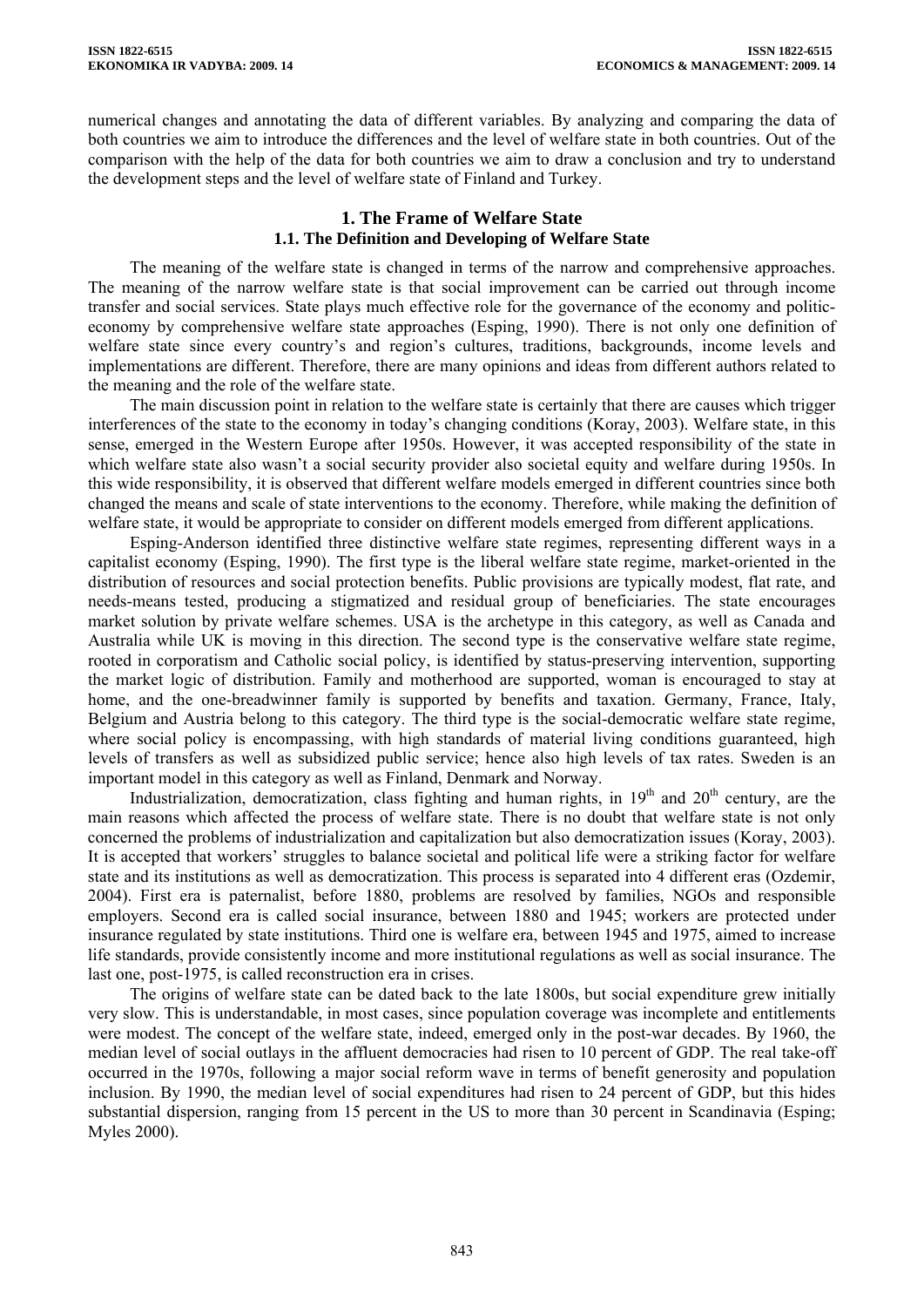numerical changes and annotating the data of different variables. By analyzing and comparing the data of both countries we aim to introduce the differences and the level of welfare state in both countries. Out of the comparison with the help of the data for both countries we aim to draw a conclusion and try to understand the development steps and the level of welfare state of Finland and Turkey.

## 1. The Frame of Welfare State

### 1.1. The Definition and Developing of Welfare State

The meaning of the welfare state is changed in terms of the narrow and comprehensive approaches. The meaning of the narrow welfare state is that social improvement can be carried out through income transfer and social services. State plays much effective role for the governance of the economy and politic-economy by comprehensive welfare state approaches (Esping, 1990). There is not only one definition of welfare state since every country's and region's cultures, traditions, backgrounds, income levels and implementations are different. Therefore, there are many opinions and ideas from different authors related to the meaning and the role of the welfare state.

The main discussion point in relation to the welfare state is certainly that there are causes which trigger interferences of the state to the economy in today's changing conditions (Koray, 2003). Welfare state, in this sense, emerged in the Western Europe after 1950s. However, it was accepted responsibility of the state in which welfare state also wasn't a social security provider also societal equity and welfare during 1950s. In this wide responsibility, it is observed that different welfare models emerged in different countries since both changed the means and scale of state interventions to the economy. Therefore, while making the definition of welfare state, it would be appropriate to consider on different models emerged from different applications.

Esping-Anderson identified three distinctive welfare state regimes, representing different ways in a capitalist economy (Esping, 1990). The first type is the liberal welfare state regime, market-oriented in the distribution of resources and social protection benefits. Public provisions are typically modest, flat rate, and needs-means tested, producing a stigmatized and residual group of beneficiaries. The state encourages market solution by private welfare schemes. USA is the archetype in this category, as well as Canada and Australia while UK is moving in this direction. The second type is the conservative welfare state regime, rooted in corporatism and Catholic social policy, is identified by status-preserving intervention, supporting the market logic of distribution. Family and motherhood are supported, woman is encouraged to stay at home, and the one-breadwinner family is supported by benefits and taxation. Germany, France, Italy, Belgium and Austria belong to this category. The third type is the social-democratic welfare state regime, where social policy is encompassing, with high standards of material living conditions guaranteed, high levels of transfers as well as subsidized public service; hence also high levels of tax rates. Sweden is an important model in this category as well as Finland, Denmark and Norway.

Industrialization, democratization, class fighting and human rights, in 19th and 20th century, are the main reasons which affected the process of welfare state. There is no doubt that welfare state is not only concerned the problems of industrialization and capitalization but also democratization issues (Koray, 2003). It is accepted that workers' struggles to balance societal and political life were a striking factor for welfare state and its institutions as well as democratization. This process is separated into 4 different eras (Ozdemir, 2004). First era is paternalist, before 1880, problems are resolved by families, NGOs and responsible employers. Second era is called social insurance, between 1880 and 1945; workers are protected under insurance regulated by state institutions. Third one is welfare era, between 1945 and 1975, aimed to increase life standards, provide consistently income and more institutional regulations as well as social insurance. The last one, post-1975, is called reconstruction era in crises.

The origins of welfare state can be dated back to the late 1800s, but social expenditure grew initially very slow. This is understandable, in most cases, since population coverage was incomplete and entitlements were modest. The concept of the welfare state, indeed, emerged only in the post-war decades. By 1960, the median level of social outlays in the affluent democracies had risen to 10 percent of GDP. The real take-off occurred in the 1970s, following a major social reform wave in terms of benefit generosity and population inclusion. By 1990, the median level of social expenditures had risen to 24 percent of GDP, but this hides substantial dispersion, ranging from 15 percent in the US to more than 30 percent in Scandinavia (Esping; Myles 2000).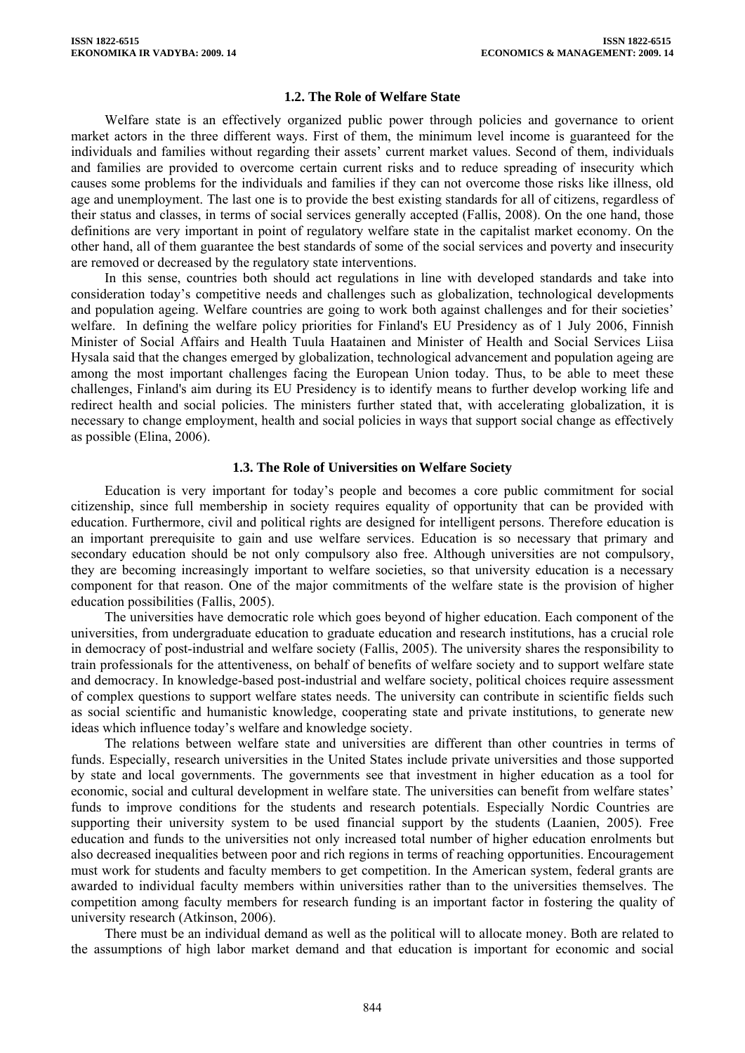### 1.2. The Role of Welfare State

Welfare state is an effectively organized public power through policies and governance to orient market actors in the three different ways. First of them, the minimum level income is guaranteed for the individuals and families without regarding their assets' current market values. Second of them, individuals and families are provided to overcome certain current risks and to reduce spreading of insecurity which causes some problems for the individuals and families if they can not overcome those risks like illness, old age and unemployment. The last one is to provide the best existing standards for all of citizens, regardless of their status and classes, in terms of social services generally accepted (Fallis, 2008). On the one hand, those definitions are very important in point of regulatory welfare state in the capitalist market economy. On the other hand, all of them guarantee the best standards of some of the social services and poverty and insecurity are removed or decreased by the regulatory state interventions.

In this sense, countries both should act regulations in line with developed standards and take into consideration today's competitive needs and challenges such as globalization, technological developments and population ageing. Welfare countries are going to work both against challenges and for their societies' welfare. In defining the welfare policy priorities for Finland's EU Presidency as of 1 July 2006, Finnish Minister of Social Affairs and Health Tuula Haatainen and Minister of Health and Social Services Liisa Hysala said that the changes emerged by globalization, technological advancement and population ageing are among the most important challenges facing the European Union today. Thus, to be able to meet these challenges, Finland's aim during its EU Presidency is to identify means to further develop working life and redirect health and social policies. The ministers further stated that, with accelerating globalization, it is necessary to change employment, health and social policies in ways that support social change as effectively as possible (Elina, 2006).

### 1.3. The Role of Universities on Welfare Society

Education is very important for today's people and becomes a core public commitment for social citizenship, since full membership in society requires equality of opportunity that can be provided with education. Furthermore, civil and political rights are designed for intelligent persons. Therefore education is an important prerequisite to gain and use welfare services. Education is so necessary that primary and secondary education should be not only compulsory also free. Although universities are not compulsory, they are becoming increasingly important to welfare societies, so that university education is a necessary component for that reason. One of the major commitments of the welfare state is the provision of higher education possibilities (Fallis, 2005).

The universities have democratic role which goes beyond of higher education. Each component of the universities, from undergraduate education to graduate education and research institutions, has a crucial role in democracy of post-industrial and welfare society (Fallis, 2005). The university shares the responsibility to train professionals for the attentiveness, on behalf of benefits of welfare society and to support welfare state and democracy. In knowledge-based post-industrial and welfare society, political choices require assessment of complex questions to support welfare states needs. The university can contribute in scientific fields such as social scientific and humanistic knowledge, cooperating state and private institutions, to generate new ideas which influence today's welfare and knowledge society.

The relations between welfare state and universities are different than other countries in terms of funds. Especially, research universities in the United States include private universities and those supported by state and local governments. The governments see that investment in higher education as a tool for economic, social and cultural development in welfare state. The universities can benefit from welfare states' funds to improve conditions for the students and research potentials. Especially Nordic Countries are supporting their university system to be used financial support by the students (Laanien, 2005). Free education and funds to the universities not only increased total number of higher education enrolments but also decreased inequalities between poor and rich regions in terms of reaching opportunities. Encouragement must work for students and faculty members to get competition. In the American system, federal grants are awarded to individual faculty members within universities rather than to the universities themselves. The competition among faculty members for research funding is an important factor in fostering the quality of university research (Atkinson, 2006).

There must be an individual demand as well as the political will to allocate money. Both are related to the assumptions of high labor market demand and that education is important for economic and social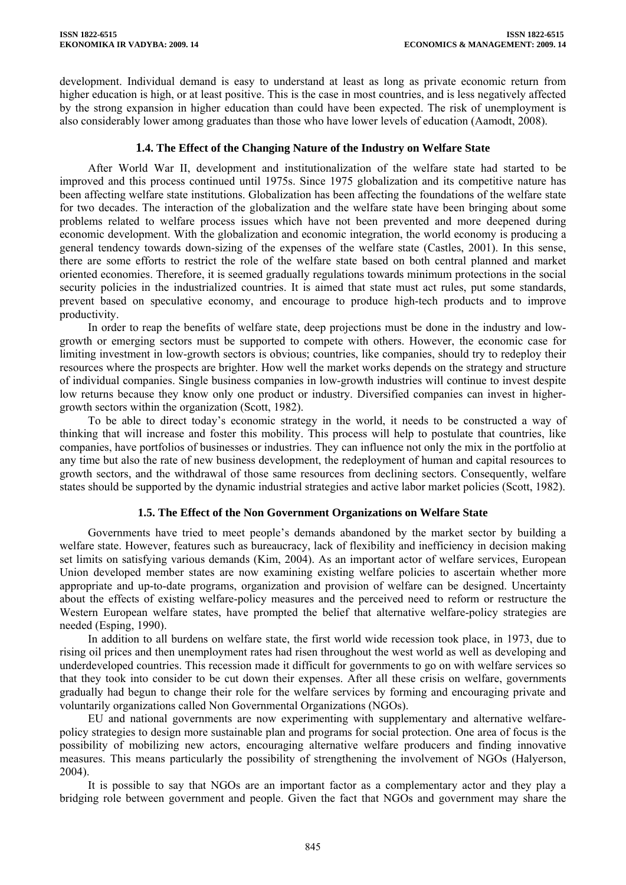development. Individual demand is easy to understand at least as long as private economic return from higher education is high, or at least positive. This is the case in most countries, and is less negatively affected by the strong expansion in higher education than could have been expected. The risk of unemployment is also considerably lower among graduates than those who have lower levels of education (Aamodt, 2008).

### 1.4. The Effect of the Changing Nature of the Industry on Welfare State

After World War II, development and institutionalization of the welfare state had started to be improved and this process continued until 1975s. Since 1975 globalization and its competitive nature has been affecting welfare state institutions. Globalization has been affecting the foundations of the welfare state for two decades. The interaction of the globalization and the welfare state have been bringing about some problems related to welfare process issues which have not been prevented and more deepened during economic development. With the globalization and economic integration, the world economy is producing a general tendency towards down-sizing of the expenses of the welfare state (Castles, 2001). In this sense, there are some efforts to restrict the role of the welfare state based on both central planned and market oriented economies. Therefore, it is seemed gradually regulations towards minimum protections in the social security policies in the industrialized countries. It is aimed that state must act rules, put some standards, prevent based on speculative economy, and encourage to produce high-tech products and to improve productivity.

In order to reap the benefits of welfare state, deep projections must be done in the industry and low-growth or emerging sectors must be supported to compete with others. However, the economic case for limiting investment in low-growth sectors is obvious; countries, like companies, should try to redeploy their resources where the prospects are brighter. How well the market works depends on the strategy and structure of individual companies. Single business companies in low-growth industries will continue to invest despite low returns because they know only one product or industry. Diversified companies can invest in higher-growth sectors within the organization (Scott, 1982).

To be able to direct today's economic strategy in the world, it needs to be constructed a way of thinking that will increase and foster this mobility. This process will help to postulate that countries, like companies, have portfolios of businesses or industries. They can influence not only the mix in the portfolio at any time but also the rate of new business development, the redeployment of human and capital resources to growth sectors, and the withdrawal of those same resources from declining sectors. Consequently, welfare states should be supported by the dynamic industrial strategies and active labor market policies (Scott, 1982).

### 1.5. The Effect of the Non Government Organizations on Welfare State

Governments have tried to meet people's demands abandoned by the market sector by building a welfare state. However, features such as bureaucracy, lack of flexibility and inefficiency in decision making set limits on satisfying various demands (Kim, 2004). As an important actor of welfare services, European Union developed member states are now examining existing welfare policies to ascertain whether more appropriate and up-to-date programs, organization and provision of welfare can be designed. Uncertainty about the effects of existing welfare-policy measures and the perceived need to reform or restructure the Western European welfare states, have prompted the belief that alternative welfare-policy strategies are needed (Esping, 1990).

In addition to all burdens on welfare state, the first world wide recession took place, in 1973, due to rising oil prices and then unemployment rates had risen throughout the west world as well as developing and underdeveloped countries. This recession made it difficult for governments to go on with welfare services so that they took into consider to be cut down their expenses. After all these crisis on welfare, governments gradually had begun to change their role for the welfare services by forming and encouraging private and voluntarily organizations called Non Governmental Organizations (NGOs).

EU and national governments are now experimenting with supplementary and alternative welfare-policy strategies to design more sustainable plan and programs for social protection. One area of focus is the possibility of mobilizing new actors, encouraging alternative welfare producers and finding innovative measures. This means particularly the possibility of strengthening the involvement of NGOs (Halyerson, 2004).

It is possible to say that NGOs are an important factor as a complementary actor and they play a bridging role between government and people. Given the fact that NGOs and government may share the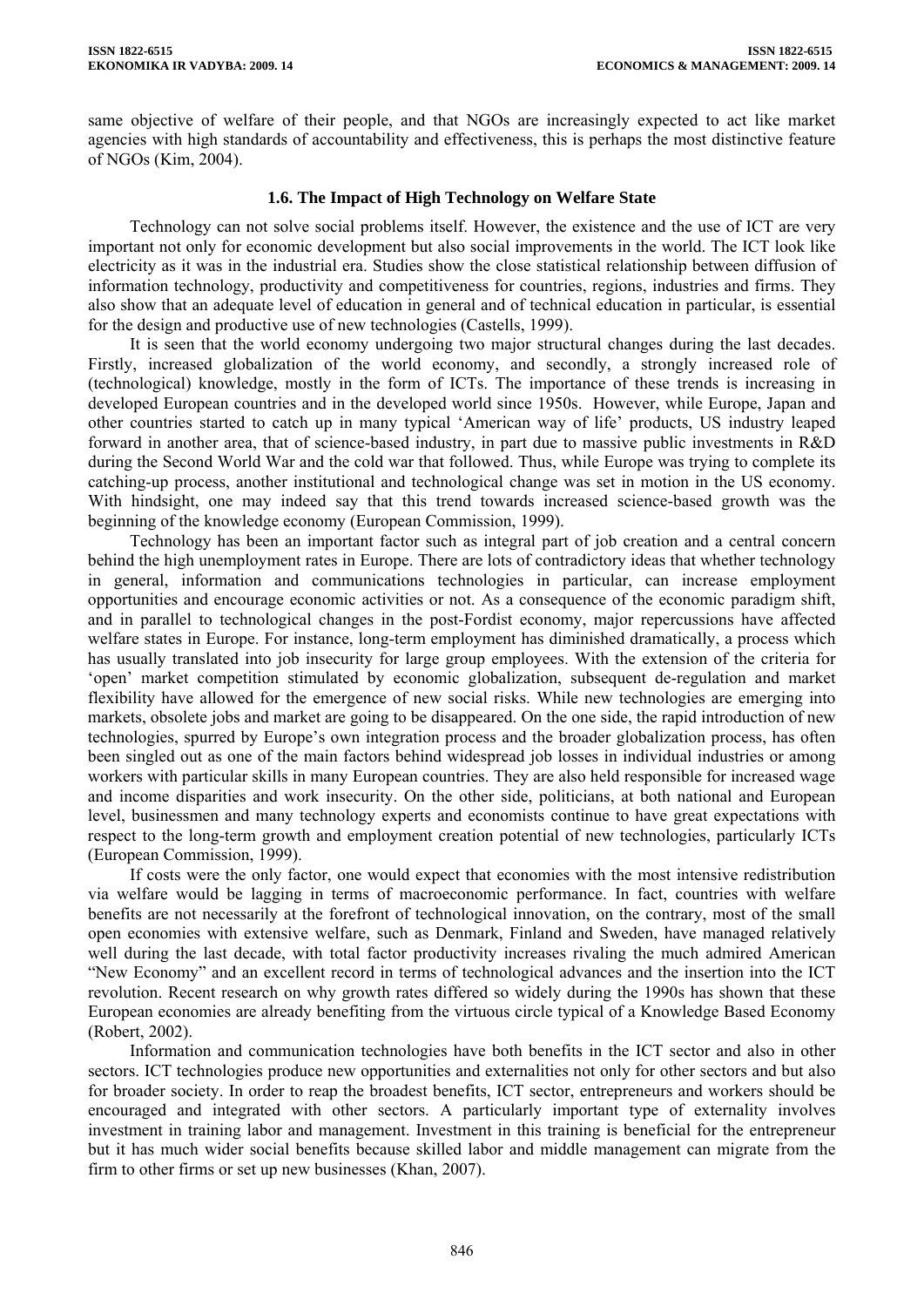same objective of welfare of their people, and that NGOs are increasingly expected to act like market agencies with high standards of accountability and effectiveness, this is perhaps the most distinctive feature of NGOs (Kim, 2004).

### 1.6. The Impact of High Technology on Welfare State

Technology can not solve social problems itself. However, the existence and the use of ICT are very important not only for economic development but also social improvements in the world. The ICT look like electricity as it was in the industrial era. Studies show the close statistical relationship between diffusion of information technology, productivity and competitiveness for countries, regions, industries and firms. They also show that an adequate level of education in general and of technical education in particular, is essential for the design and productive use of new technologies (Castells, 1999).

It is seen that the world economy undergoing two major structural changes during the last decades. Firstly, increased globalization of the world economy, and secondly, a strongly increased role of (technological) knowledge, mostly in the form of ICTs. The importance of these trends is increasing in developed European countries and in the developed world since 1950s. However, while Europe, Japan and other countries started to catch up in many typical 'American way of life' products, US industry leaped forward in another area, that of science-based industry, in part due to massive public investments in R&D during the Second World War and the cold war that followed. Thus, while Europe was trying to complete its catching-up process, another institutional and technological change was set in motion in the US economy. With hindsight, one may indeed say that this trend towards increased science-based growth was the beginning of the knowledge economy (European Commission, 1999).

Technology has been an important factor such as integral part of job creation and a central concern behind the high unemployment rates in Europe. There are lots of contradictory ideas that whether technology in general, information and communications technologies in particular, can increase employment opportunities and encourage economic activities or not. As a consequence of the economic paradigm shift, and in parallel to technological changes in the post-Fordist economy, major repercussions have affected welfare states in Europe. For instance, long-term employment has diminished dramatically, a process which has usually translated into job insecurity for large group employees. With the extension of the criteria for 'open' market competition stimulated by economic globalization, subsequent de-regulation and market flexibility have allowed for the emergence of new social risks. While new technologies are emerging into markets, obsolete jobs and market are going to be disappeared. On the one side, the rapid introduction of new technologies, spurred by Europe's own integration process and the broader globalization process, has often been singled out as one of the main factors behind widespread job losses in individual industries or among workers with particular skills in many European countries. They are also held responsible for increased wage and income disparities and work insecurity. On the other side, politicians, at both national and European level, businessmen and many technology experts and economists continue to have great expectations with respect to the long-term growth and employment creation potential of new technologies, particularly ICTs (European Commission, 1999).

If costs were the only factor, one would expect that economies with the most intensive redistribution via welfare would be lagging in terms of macroeconomic performance. In fact, countries with welfare benefits are not necessarily at the forefront of technological innovation, on the contrary, most of the small open economies with extensive welfare, such as Denmark, Finland and Sweden, have managed relatively well during the last decade, with total factor productivity increases rivaling the much admired American "New Economy" and an excellent record in terms of technological advances and the insertion into the ICT revolution. Recent research on why growth rates differed so widely during the 1990s has shown that these European economies are already benefiting from the virtuous circle typical of a Knowledge Based Economy (Robert, 2002).

Information and communication technologies have both benefits in the ICT sector and also in other sectors. ICT technologies produce new opportunities and externalities not only for other sectors and but also for broader society. In order to reap the broadest benefits, ICT sector, entrepreneurs and workers should be encouraged and integrated with other sectors. A particularly important type of externality involves investment in training labor and management. Investment in this training is beneficial for the entrepreneur but it has much wider social benefits because skilled labor and middle management can migrate from the firm to other firms or set up new businesses (Khan, 2007).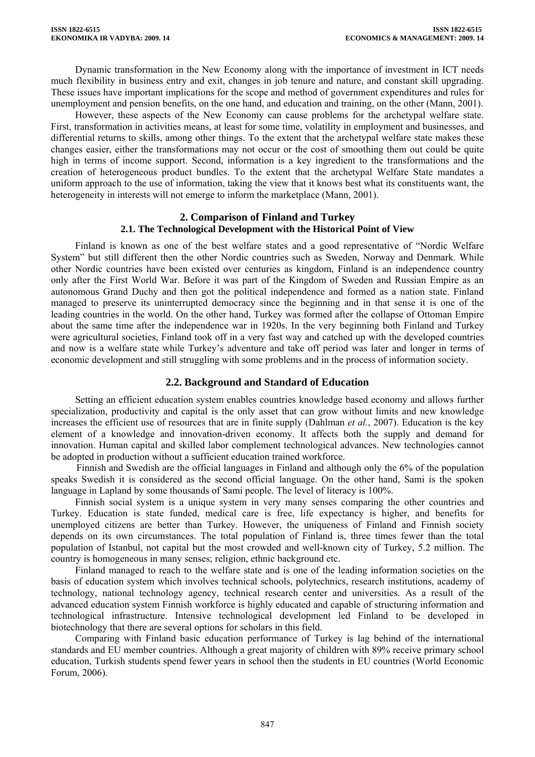Dynamic transformation in the New Economy along with the importance of investment in ICT needs much flexibility in business entry and exit, changes in job tenure and nature, and constant skill upgrading. These issues have important implications for the scope and method of government expenditures and rules for unemployment and pension benefits, on the one hand, and education and training, on the other (Mann, 2001).

However, these aspects of the New Economy can cause problems for the archetypal welfare state. First, transformation in activities means, at least for some time, volatility in employment and businesses, and differential returns to skills, among other things. To the extent that the archetypal welfare state makes these changes easier, either the transformations may not occur or the cost of smoothing them out could be quite high in terms of income support. Second, information is a key ingredient to the transformations and the creation of heterogeneous product bundles. To the extent that the archetypal Welfare State mandates a uniform approach to the use of information, taking the view that it knows best what its constituents want, the heterogeneity in interests will not emerge to inform the marketplace (Mann, 2001).

## 2. Comparison of Finland and Turkey

### 2.1. The Technological Development with the Historical Point of View

Finland is known as one of the best welfare states and a good representative of "Nordic Welfare System" but still different then the other Nordic countries such as Sweden, Norway and Denmark. While other Nordic countries have been existed over centuries as kingdom, Finland is an independence country only after the First World War. Before it was part of the Kingdom of Sweden and Russian Empire as an autonomous Grand Duchy and then got the political independence and formed as a nation state. Finland managed to preserve its uninterrupted democracy since the beginning and in that sense it is one of the leading countries in the world. On the other hand, Turkey was formed after the collapse of Ottoman Empire about the same time after the independence war in 1920s. In the very beginning both Finland and Turkey were agricultural societies, Finland took off in a very fast way and catched up with the developed countries and now is a welfare state while Turkey's adventure and take off period was later and longer in terms of economic development and still struggling with some problems and in the process of information society.

### 2.2. Background and Standard of Education

Setting an efficient education system enables countries knowledge based economy and allows further specialization, productivity and capital is the only asset that can grow without limits and new knowledge increases the efficient use of resources that are in finite supply (Dahlman *et al.*, 2007). Education is the key element of a knowledge and innovation-driven economy. It affects both the supply and demand for innovation. Human capital and skilled labor complement technological advances. New technologies cannot be adopted in production without a sufficient education trained workforce.

Finnish and Swedish are the official languages in Finland and although only the 6% of the population speaks Swedish it is considered as the second official language. On the other hand, Sami is the spoken language in Lapland by some thousands of Sami people. The level of literacy is 100%.

Finnish social system is a unique system in very many senses comparing the other countries and Turkey. Education is state funded, medical care is free, life expectancy is higher, and benefits for unemployed citizens are better than Turkey. However, the uniqueness of Finland and Finnish society depends on its own circumstances. The total population of Finland is, three times fewer than the total population of Istanbul, not capital but the most crowded and well-known city of Turkey, 5.2 million. The country is homogeneous in many senses; religion, ethnic background etc.

Finland managed to reach to the welfare state and is one of the leading information societies on the basis of education system which involves technical schools, polytechnics, research institutions, academy of technology, national technology agency, technical research center and universities. As a result of the advanced education system Finnish workforce is highly educated and capable of structuring information and technological infrastructure. Intensive technological development led Finland to be developed in biotechnology that there are several options for scholars in this field.

Comparing with Finland basic education performance of Turkey is lag behind of the international standards and EU member countries. Although a great majority of children with 89% receive primary school education, Turkish students spend fewer years in school then the students in EU countries (World Economic Forum, 2006).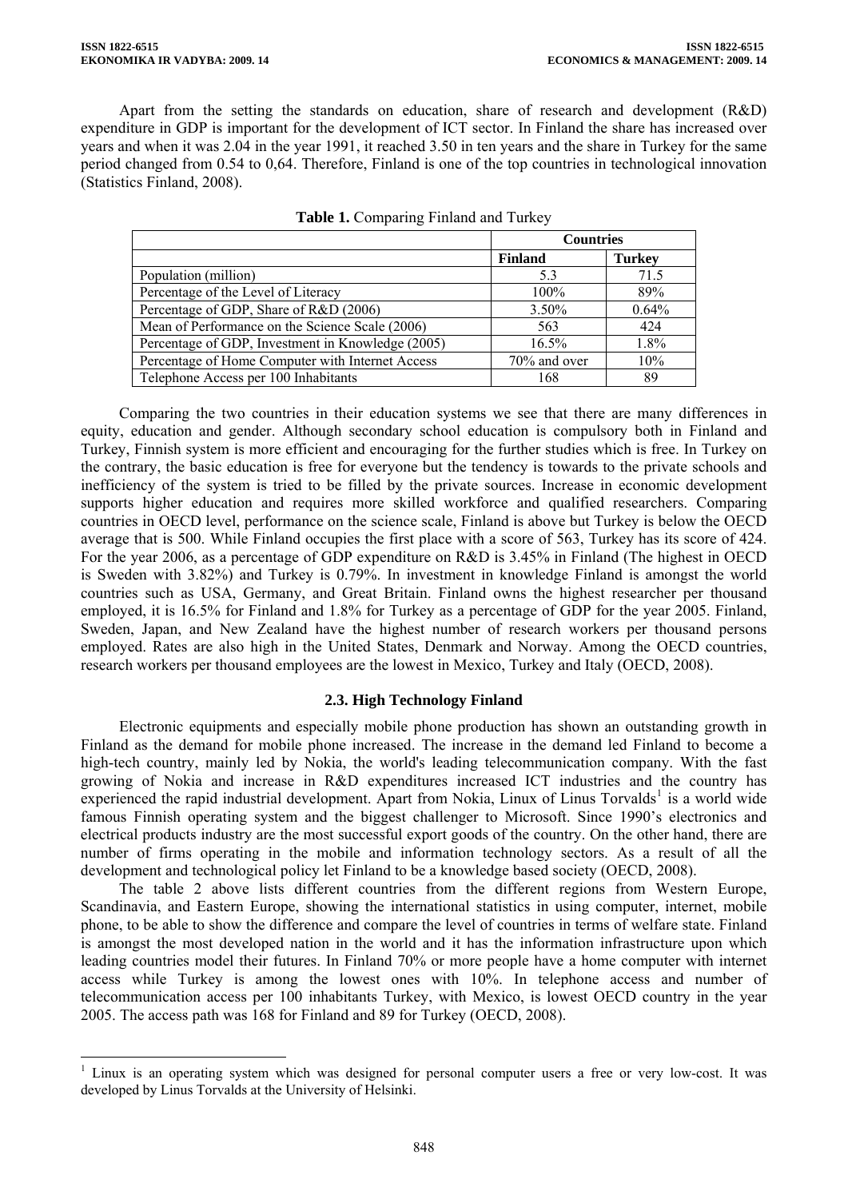Apart from the setting the standards on education, share of research and development (R&D) expenditure in GDP is important for the development of ICT sector. In Finland the share has increased over years and when it was 2.04 in the year 1991, it reached 3.50 in ten years and the share in Turkey for the same period changed from 0.54 to 0,64. Therefore, Finland is one of the top countries in technological innovation (Statistics Finland, 2008).

**Table 1.** Comparing Finland and Turkey

| | Countries | |
|---|---|---|
| | **Finland** | **Turkey** |
| Population (million) | 5.3 | 71.5 |
| Percentage of the Level of Literacy | 100% | 89% |
| Percentage of GDP, Share of R&D (2006) | 3.50% | 0.64% |
| Mean of Performance on the Science Scale (2006) | 563 | 424 |
| Percentage of GDP, Investment in Knowledge (2005) | 16.5% | 1.8% |
| Percentage of Home Computer with Internet Access | 70% and over | 10% |
| Telephone Access per 100 Inhabitants | 168 | 89 |

Comparing the two countries in their education systems we see that there are many differences in equity, education and gender. Although secondary school education is compulsory both in Finland and Turkey, Finnish system is more efficient and encouraging for the further studies which is free. In Turkey on the contrary, the basic education is free for everyone but the tendency is towards to the private schools and inefficiency of the system is tried to be filled by the private sources. Increase in economic development supports higher education and requires more skilled workforce and qualified researchers. Comparing countries in OECD level, performance on the science scale, Finland is above but Turkey is below the OECD average that is 500. While Finland occupies the first place with a score of 563, Turkey has its score of 424. For the year 2006, as a percentage of GDP expenditure on R&D is 3.45% in Finland (The highest in OECD is Sweden with 3.82%) and Turkey is 0.79%. In investment in knowledge Finland is amongst the world countries such as USA, Germany, and Great Britain. Finland owns the highest researcher per thousand employed, it is 16.5% for Finland and 1.8% for Turkey as a percentage of GDP for the year 2005. Finland, Sweden, Japan, and New Zealand have the highest number of research workers per thousand persons employed. Rates are also high in the United States, Denmark and Norway. Among the OECD countries, research workers per thousand employees are the lowest in Mexico, Turkey and Italy (OECD, 2008).

### 2.3. High Technology Finland

Electronic equipments and especially mobile phone production has shown an outstanding growth in Finland as the demand for mobile phone increased. The increase in the demand led Finland to become a high-tech country, mainly led by Nokia, the world's leading telecommunication company. With the fast growing of Nokia and increase in R&D expenditures increased ICT industries and the country has experienced the rapid industrial development. Apart from Nokia, Linux of Linus Torvalds[1] is a world wide famous Finnish operating system and the biggest challenger to Microsoft. Since 1990's electronics and electrical products industry are the most successful export goods of the country. On the other hand, there are number of firms operating in the mobile and information technology sectors. As a result of all the development and technological policy let Finland to be a knowledge based society (OECD, 2008).

The table 2 above lists different countries from the different regions from Western Europe, Scandinavia, and Eastern Europe, showing the international statistics in using computer, internet, mobile phone, to be able to show the difference and compare the level of countries in terms of welfare state. Finland is amongst the most developed nation in the world and it has the information infrastructure upon which leading countries model their futures. In Finland 70% or more people have a home computer with internet access while Turkey is among the lowest ones with 10%. In telephone access and number of telecommunication access per 100 inhabitants Turkey, with Mexico, is lowest OECD country in the year 2005. The access path was 168 for Finland and 89 for Turkey (OECD, 2008).

[1] Linux is an operating system which was designed for personal computer users a free or very low-cost. It was developed by Linus Torvalds at the University of Helsinki.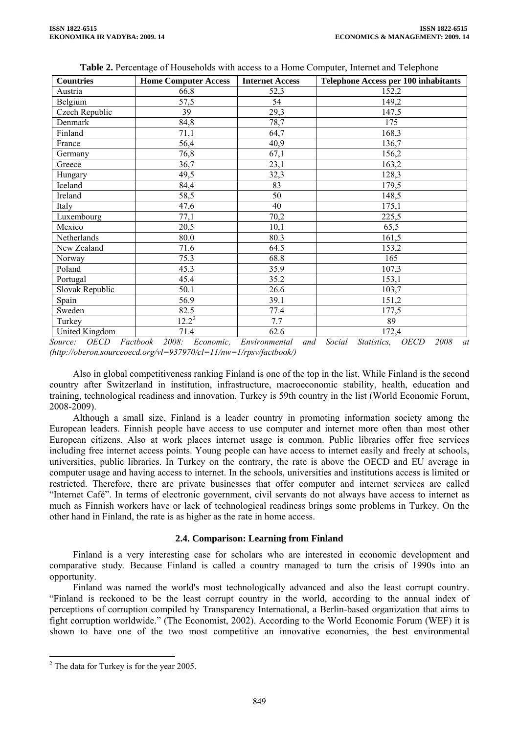**Table 2.** Percentage of Households with access to a Home Computer, Internet and Telephone

| Countries | Home Computer Access | Internet Access | Telephone Access per 100 inhabitants |
|---|---|---|---|
| Austria | 66,8 | 52,3 | 152,2 |
| Belgium | 57,5 | 54 | 149,2 |
| Czech Republic | 39 | 29,3 | 147,5 |
| Denmark | 84,8 | 78,7 | 175 |
| Finland | 71,1 | 64,7 | 168,3 |
| France | 56,4 | 40,9 | 136,7 |
| Germany | 76,8 | 67,1 | 156,2 |
| Greece | 36,7 | 23,1 | 163,2 |
| Hungary | 49,5 | 32,3 | 128,3 |
| Iceland | 84,4 | 83 | 179,5 |
| Ireland | 58,5 | 50 | 148,5 |
| Italy | 47,6 | 40 | 175,1 |
| Luxembourg | 77,1 | 70,2 | 225,5 |
| Mexico | 20,5 | 10,1 | 65,5 |
| Netherlands | 80.0 | 80.3 | 161,5 |
| New Zealand | 71.6 | 64.5 | 153,2 |
| Norway | 75.3 | 68.8 | 165 |
| Poland | 45.3 | 35.9 | 107,3 |
| Portugal | 45.4 | 35.2 | 153,1 |
| Slovak Republic | 50.1 | 26.6 | 103,7 |
| Spain | 56.9 | 39.1 | 151,2 |
| Sweden | 82.5 | 77.4 | 177,5 |
| Turkey | 12.2[2] | 7.7 | 89 |
| United Kingdom | 71.4 | 62.6 | 172,4 |

*Source: OECD Factbook 2008: Economic, Environmental and Social Statistics, OECD 2008 at (http://oberon.sourceoecd.org/vl=937970/cl=11/nw=1/rpsv/factbook/)*

Also in global competitiveness ranking Finland is one of the top in the list. While Finland is the second country after Switzerland in institution, infrastructure, macroeconomic stability, health, education and training, technological readiness and innovation, Turkey is 59th country in the list (World Economic Forum, 2008-2009).

Although a small size, Finland is a leader country in promoting information society among the European leaders. Finnish people have access to use computer and internet more often than most other European citizens. Also at work places internet usage is common. Public libraries offer free services including free internet access points. Young people can have access to internet easily and freely at schools, universities, public libraries. In Turkey on the contrary, the rate is above the OECD and EU average in computer usage and having access to internet. In the schools, universities and institutions access is limited or restricted. Therefore, there are private businesses that offer computer and internet services are called "Internet Café". In terms of electronic government, civil servants do not always have access to internet as much as Finnish workers have or lack of technological readiness brings some problems in Turkey. On the other hand in Finland, the rate is as higher as the rate in home access.

### 2.4. Comparison: Learning from Finland

Finland is a very interesting case for scholars who are interested in economic development and comparative study. Because Finland is called a country managed to turn the crisis of 1990s into an opportunity.

Finland was named the world's most technologically advanced and also the least corrupt country. "Finland is reckoned to be the least corrupt country in the world, according to the annual index of perceptions of corruption compiled by Transparency International, a Berlin-based organization that aims to fight corruption worldwide." (The Economist, 2002). According to the World Economic Forum (WEF) it is shown to have one of the two most competitive an innovative economies, the best environmental

[2] The data for Turkey is for the year 2005.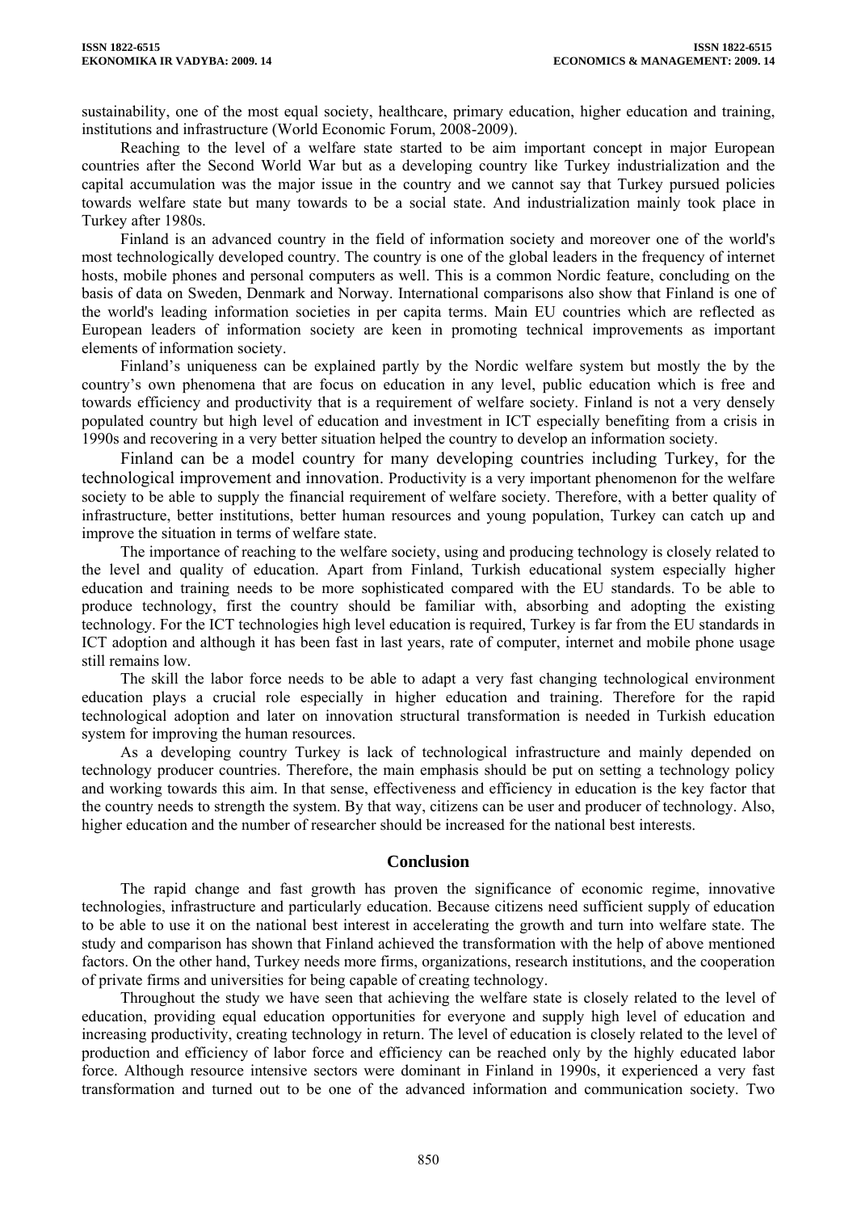sustainability, one of the most equal society, healthcare, primary education, higher education and training, institutions and infrastructure (World Economic Forum, 2008-2009).

Reaching to the level of a welfare state started to be aim important concept in major European countries after the Second World War but as a developing country like Turkey industrialization and the capital accumulation was the major issue in the country and we cannot say that Turkey pursued policies towards welfare state but many towards to be a social state. And industrialization mainly took place in Turkey after 1980s.

Finland is an advanced country in the field of information society and moreover one of the world's most technologically developed country. The country is one of the global leaders in the frequency of internet hosts, mobile phones and personal computers as well. This is a common Nordic feature, concluding on the basis of data on Sweden, Denmark and Norway. International comparisons also show that Finland is one of the world's leading information societies in per capita terms. Main EU countries which are reflected as European leaders of information society are keen in promoting technical improvements as important elements of information society.

Finland's uniqueness can be explained partly by the Nordic welfare system but mostly the by the country's own phenomena that are focus on education in any level, public education which is free and towards efficiency and productivity that is a requirement of welfare society. Finland is not a very densely populated country but high level of education and investment in ICT especially benefiting from a crisis in 1990s and recovering in a very better situation helped the country to develop an information society.

Finland can be a model country for many developing countries including Turkey, for the technological improvement and innovation. Productivity is a very important phenomenon for the welfare society to be able to supply the financial requirement of welfare society. Therefore, with a better quality of infrastructure, better institutions, better human resources and young population, Turkey can catch up and improve the situation in terms of welfare state.

The importance of reaching to the welfare society, using and producing technology is closely related to the level and quality of education. Apart from Finland, Turkish educational system especially higher education and training needs to be more sophisticated compared with the EU standards. To be able to produce technology, first the country should be familiar with, absorbing and adopting the existing technology. For the ICT technologies high level education is required, Turkey is far from the EU standards in ICT adoption and although it has been fast in last years, rate of computer, internet and mobile phone usage still remains low.

The skill the labor force needs to be able to adapt a very fast changing technological environment education plays a crucial role especially in higher education and training. Therefore for the rapid technological adoption and later on innovation structural transformation is needed in Turkish education system for improving the human resources.

As a developing country Turkey is lack of technological infrastructure and mainly depended on technology producer countries. Therefore, the main emphasis should be put on setting a technology policy and working towards this aim. In that sense, effectiveness and efficiency in education is the key factor that the country needs to strength the system. By that way, citizens can be user and producer of technology. Also, higher education and the number of researcher should be increased for the national best interests.

## Conclusion

The rapid change and fast growth has proven the significance of economic regime, innovative technologies, infrastructure and particularly education. Because citizens need sufficient supply of education to be able to use it on the national best interest in accelerating the growth and turn into welfare state. The study and comparison has shown that Finland achieved the transformation with the help of above mentioned factors. On the other hand, Turkey needs more firms, organizations, research institutions, and the cooperation of private firms and universities for being capable of creating technology.

Throughout the study we have seen that achieving the welfare state is closely related to the level of education, providing equal education opportunities for everyone and supply high level of education and increasing productivity, creating technology in return. The level of education is closely related to the level of production and efficiency of labor force and efficiency can be reached only by the highly educated labor force. Although resource intensive sectors were dominant in Finland in 1990s, it experienced a very fast transformation and turned out to be one of the advanced information and communication society. Two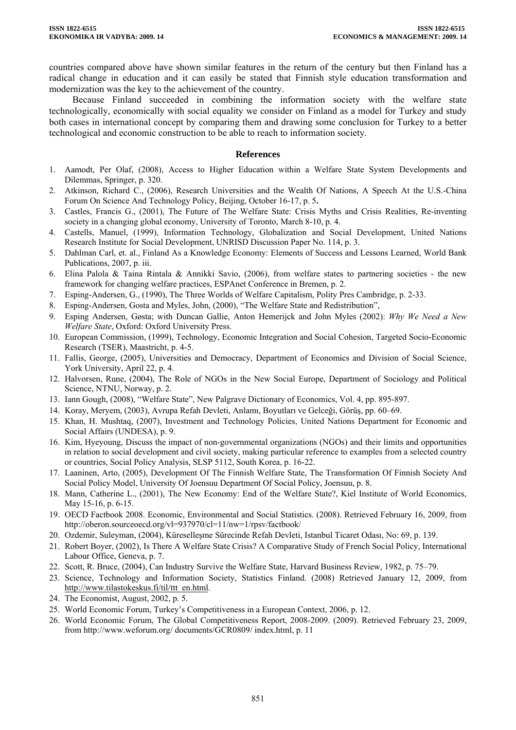countries compared above have shown similar features in the return of the century but then Finland has a radical change in education and it can easily be stated that Finnish style education transformation and modernization was the key to the achievement of the country.

Because Finland succeeded in combining the information society with the welfare state technologically, economically with social equality we consider on Finland as a model for Turkey and study both cases in international concept by comparing them and drawing some conclusion for Turkey to a better technological and economic construction to be able to reach to information society.

## References

1. Aamodt, Per Olaf, (2008), Access to Higher Education within a Welfare State System Developments and Dilemmas, Springer, p. 320.
2. Atkinson, Richard C., (2006), Research Universities and the Wealth Of Nations, A Speech At the U.S.-China Forum On Science And Technology Policy, Beijing, October 16-17, p. 5**.**
3. Castles, Francis G., (2001), The Future of The Welfare State: Crisis Myths and Crisis Realities, Re-inventing society in a changing global economy, University of Toronto, March 8-10, p. 4.
4. Castells, Manuel, (1999), Information Technology, Globalization and Social Development, United Nations Research Institute for Social Development, UNRISD Discussion Paper No. 114, p. 3.
5. Dahlman Carl, et. al., Finland As a Knowledge Economy: Elements of Success and Lessons Learned, World Bank Publications, 2007, p. iii.
6. Elina Palola & Taina Rintala & Annikki Savio, (2006), from welfare states to partnering societies - the new framework for changing welfare practices, ESPAnet Conference in Bremen, p. 2.
7. Esping-Andersen, G., (1990), The Three Worlds of Welfare Capitalism, Polity Pres Cambridge, p. 2-33.
8. Esping-Andersen, Gosta and Myles, John, (2000), "The Welfare State and Redistribution",
9. Esping Andersen, Gøsta; with Duncan Gallie, Anton Hemerijck and John Myles (2002): *Why We Need a New Welfare State*, Oxford: Oxford University Press.
10. European Commission, (1999), Technology, Economic Integration and Social Cohesion, Targeted Socio-Economic Research (TSER), Maastricht, p. 4-5.
11. Fallis, George, (2005), Universities and Democracy, Department of Economics and Division of Social Science, York University, April 22, p. 4.
12. Halvorsen, Rune, (2004), The Role of NGOs in the New Social Europe, Department of Sociology and Political Science, NTNU, Norway, p. 2.
13. Iann Gough, (2008), "Welfare State", New Palgrave Dictionary of Economics, Vol. 4, pp. 895-897.
14. Koray, Meryem, (2003), Avrupa Refah Devleti, Anlamı, Boyutları ve Gelceği, Görüş, pp. 60–69.
15. Khan, H. Mushtaq, (2007), Investment and Technology Policies, United Nations Department for Economic and Social Affairs (UNDESA), p. 9.
16. Kim, Hyeyoung, Discuss the impact of non-governmental organizations (NGOs) and their limits and opportunities in relation to social development and civil society, making particular reference to examples from a selected country or countries, Social Policy Analysis, SLSP 5112, South Korea, p. 16-22.
17. Laaninen, Arto, (2005), Development Of The Finnish Welfare State, The Transformation Of Finnish Society And Social Policy Model, University Of Joensuu Department Of Social Policy, Joensuu, p. 8.
18. Mann, Catherine L., (2001), The New Economy: End of the Welfare State?, Kiel Institute of World Economics, May 15-16, p. 6-15.
19. OECD Factbook 2008. Economic, Environmental and Social Statistics. (2008). Retrieved February 16, 2009, from http://oberon.sourceoecd.org/vl=937970/cl=11/nw=1/rpsv/factbook/
20. Ozdemir, Suleyman, (2004), Küreselleşme Sürecinde Refah Devleti, Istanbul Ticaret Odası, No: 69, p. 139.
21. Robert Boyer, (2002), Is There A Welfare State Crisis? A Comparative Study of French Social Policy, International Labour Office, Geneva, p. 7.
22. Scott, R. Bruce, (2004), Can Industry Survive the Welfare State, Harvard Business Review, 1982, p. 75–79.
23. Science, Technology and Information Society, Statistics Finland. (2008) Retrieved January 12, 2009, from http://www.tilastokeskus.fi/til/ttt_en.html.
24. The Economist, August, 2002, p. 5.
25. World Economic Forum, Turkey's Competitiveness in a European Context, 2006, p. 12.
26. World Economic Forum, The Global Competitiveness Report, 2008-2009. (2009). Retrieved February 23, 2009, from http://www.weforum.org/ documents/GCR0809/ index.html, p. 11